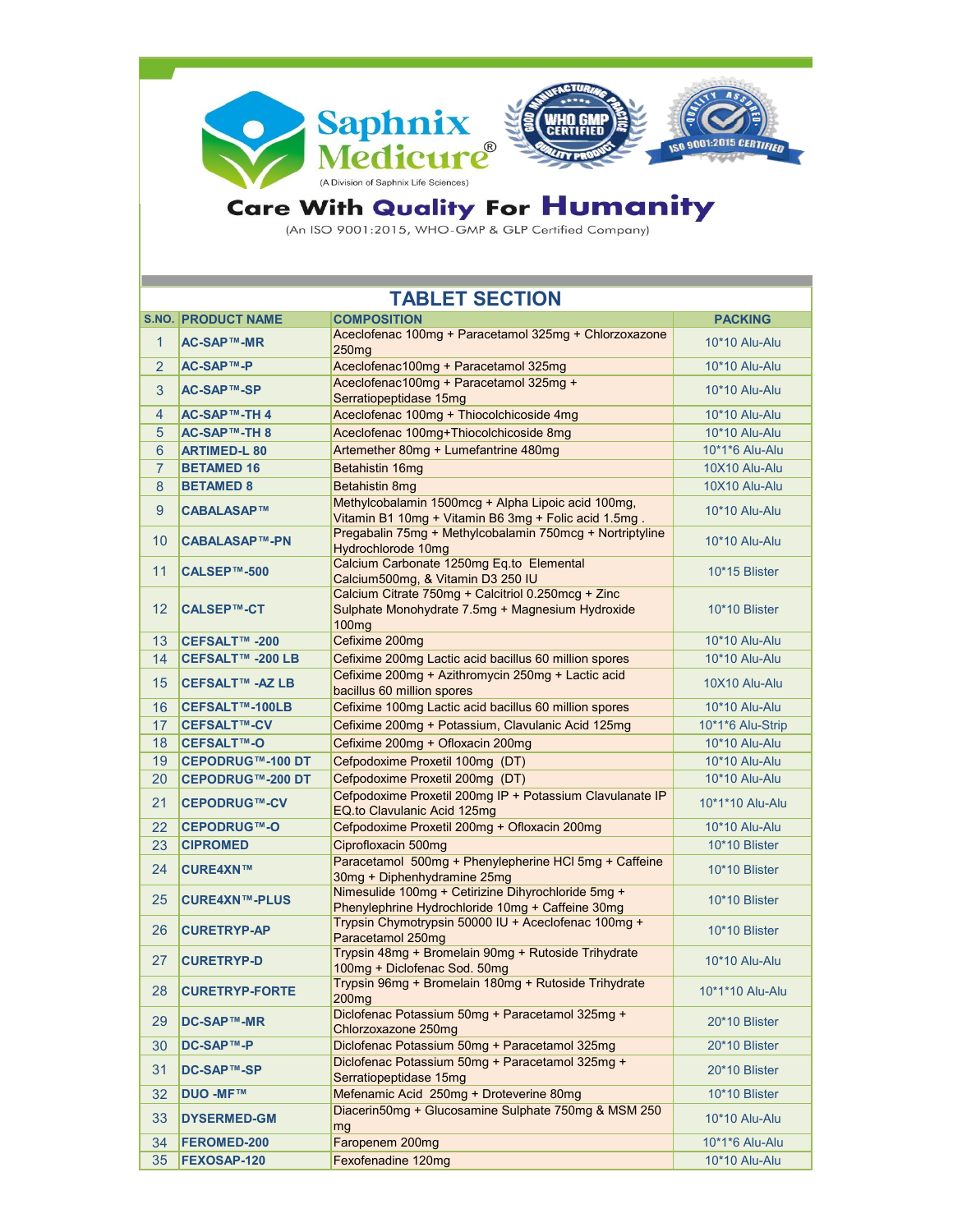# Saphnix Medicure®

(A Division of Saphnix Life Sciences)

WHO GMP CERTIFIED — GOOD MANUFACTURING PRACTICE — QUALITY PRODUCT

QUALITY ASSURED — ISO 9001:2015 CERTIFIED

## Care With Quality For Humanity

(An ISO 9001:2015, WHO-GMP & GLP Certified Company)

## TABLET SECTION

| S.NO. | PRODUCT NAME | COMPOSITION | PACKING |
|---|---|---|---|
| 1 | AC-SAP™-MR | Aceclofenac 100mg + Paracetamol 325mg + Chlorzoxazone 250mg | 10*10 Alu-Alu |
| 2 | AC-SAP™-P | Aceclofenac100mg + Paracetamol 325mg | 10*10 Alu-Alu |
| 3 | AC-SAP™-SP | Aceclofenac100mg + Paracetamol 325mg + Serratiopeptidase 15mg | 10*10 Alu-Alu |
| 4 | AC-SAP™-TH 4 | Aceclofenac 100mg + Thiocolchicoside 4mg | 10*10 Alu-Alu |
| 5 | AC-SAP™-TH 8 | Aceclofenac 100mg+Thiocolchicoside 8mg | 10*10 Alu-Alu |
| 6 | ARTIMED-L 80 | Artemether 80mg + Lumefantrine 480mg | 10*1*6 Alu-Alu |
| 7 | BETAMED 16 | Betahistin 16mg | 10X10 Alu-Alu |
| 8 | BETAMED 8 | Betahistin 8mg | 10X10 Alu-Alu |
| 9 | CABALASAP™ | Methylcobalamin 1500mcg + Alpha Lipoic acid 100mg, Vitamin B1 10mg + Vitamin B6 3mg + Folic acid 1.5mg . | 10*10 Alu-Alu |
| 10 | CABALASAP™-PN | Pregabalin 75mg + Methylcobalamin 750mcg + Nortriptyline Hydrochlorode 10mg | 10*10 Alu-Alu |
| 11 | CALSEP™-500 | Calcium Carbonate 1250mg Eq.to Elemental Calcium500mg, & Vitamin D3 250 IU | 10*15 Blister |
| 12 | CALSEP™-CT | Calcium Citrate 750mg + Calcitriol 0.250mcg + Zinc Sulphate Monohydrate 7.5mg + Magnesium Hydroxide 100mg | 10*10 Blister |
| 13 | CEFSALT™ -200 | Cefixime 200mg | 10*10 Alu-Alu |
| 14 | CEFSALT™ -200 LB | Cefixime 200mg Lactic acid bacillus 60 million spores | 10*10 Alu-Alu |
| 15 | CEFSALT™ -AZ LB | Cefixime 200mg + Azithromycin 250mg + Lactic acid bacillus 60 million spores | 10X10 Alu-Alu |
| 16 | CEFSALT™-100LB | Cefixime 100mg Lactic acid bacillus 60 million spores | 10*10 Alu-Alu |
| 17 | CEFSALT™-CV | Cefixime 200mg + Potassium, Clavulanic Acid 125mg | 10*1*6 Alu-Strip |
| 18 | CEFSALT™-O | Cefixime 200mg + Ofloxacin 200mg | 10*10 Alu-Alu |
| 19 | CEPODRUG™-100 DT | Cefpodoxime Proxetil 100mg (DT) | 10*10 Alu-Alu |
| 20 | CEPODRUG™-200 DT | Cefpodoxime Proxetil 200mg (DT) | 10*10 Alu-Alu |
| 21 | CEPODRUG™-CV | Cefpodoxime Proxetil 200mg IP + Potassium Clavulanate IP EQ.to Clavulanic Acid 125mg | 10*1*10 Alu-Alu |
| 22 | CEPODRUG™-O | Cefpodoxime Proxetil 200mg + Ofloxacin 200mg | 10*10 Alu-Alu |
| 23 | CIPROMED | Ciprofloxacin 500mg | 10*10 Blister |
| 24 | CURE4XN™ | Paracetamol 500mg + Phenylepherine HCl 5mg + Caffeine 30mg + Diphenhydramine 25mg | 10*10 Blister |
| 25 | CURE4XN™-PLUS | Nimesulide 100mg + Cetirizine Dihyrochloride 5mg + Phenylephrine Hydrochloride 10mg + Caffeine 30mg | 10*10 Blister |
| 26 | CURETRYP-AP | Trypsin Chymotrypsin 50000 IU + Aceclofenac 100mg + Paracetamol 250mg | 10*10 Blister |
| 27 | CURETRYP-D | Trypsin 48mg + Bromelain 90mg + Rutoside Trihydrate 100mg + Diclofenac Sod. 50mg | 10*10 Alu-Alu |
| 28 | CURETRYP-FORTE | Trypsin 96mg + Bromelain 180mg + Rutoside Trihydrate 200mg | 10*1*10 Alu-Alu |
| 29 | DC-SAP™-MR | Diclofenac Potassium 50mg + Paracetamol 325mg + Chlorzoxazone 250mg | 20*10 Blister |
| 30 | DC-SAP™-P | Diclofenac Potassium 50mg + Paracetamol 325mg | 20*10 Blister |
| 31 | DC-SAP™-SP | Diclofenac Potassium 50mg + Paracetamol 325mg + Serratiopeptidase 15mg | 20*10 Blister |
| 32 | DUO -MF™ | Mefenamic Acid 250mg + Droteverine 80mg | 10*10 Blister |
| 33 | DYSERMED-GM | Diacerin50mg + Glucosamine Sulphate 750mg & MSM 250 mg | 10*10 Alu-Alu |
| 34 | FEROMED-200 | Faropenem 200mg | 10*1*6 Alu-Alu |
| 35 | FEXOSAP-120 | Fexofenadine 120mg | 10*10 Alu-Alu |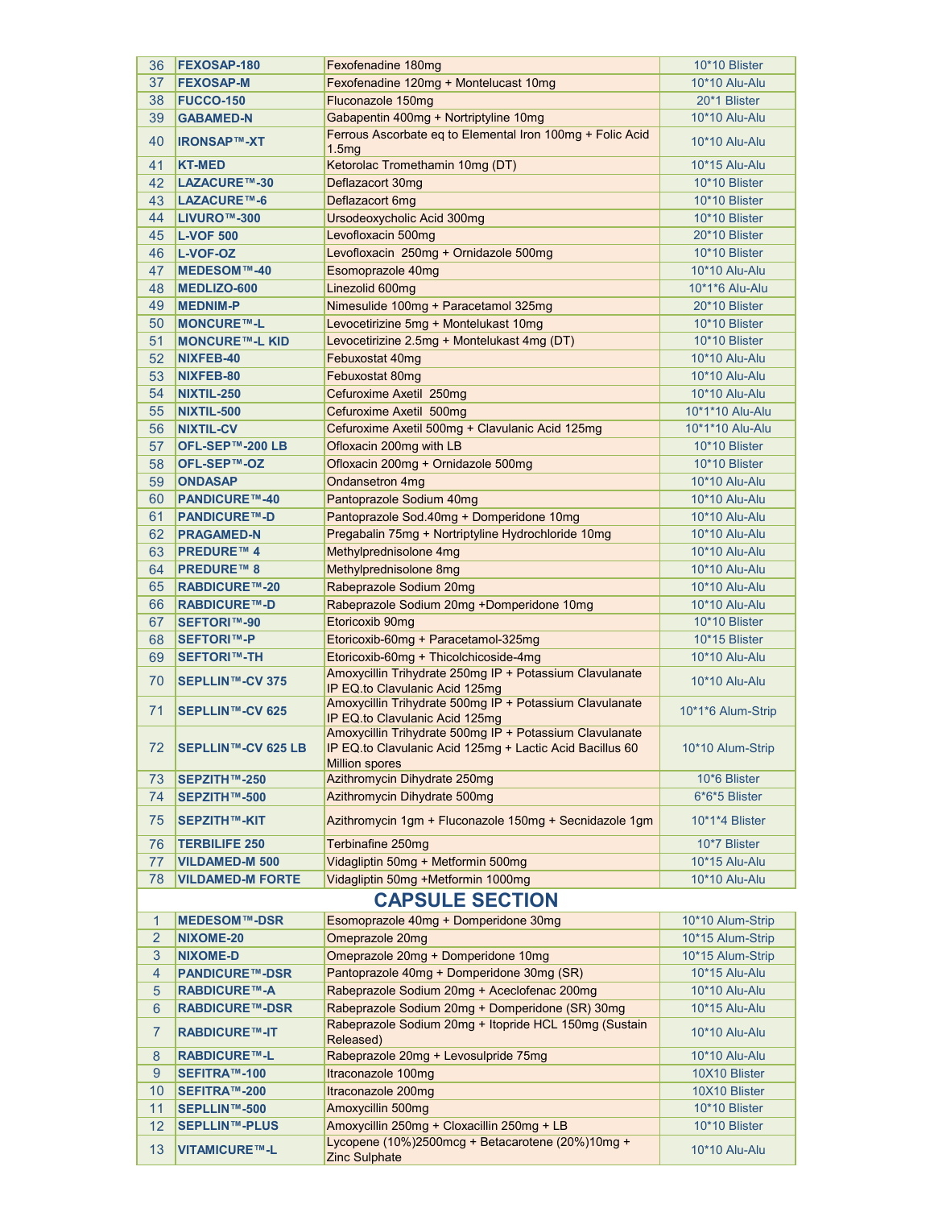| 36 | FEXOSAP-180 | Fexofenadine 180mg | 10*10 Blister |
|---|---|---|---|
| 37 | FEXOSAP-M | Fexofenadine 120mg + Montelucast 10mg | 10*10 Alu-Alu |
| 38 | FUCCO-150 | Fluconazole 150mg | 20*1 Blister |
| 39 | GABAMED-N | Gabapentin 400mg + Nortriptyline 10mg | 10*10 Alu-Alu |
| 40 | IRONSAP™-XT | Ferrous Ascorbate eq to Elemental Iron 100mg + Folic Acid 1.5mg | 10*10 Alu-Alu |
| 41 | KT-MED | Ketorolac Tromethamin 10mg (DT) | 10*15 Alu-Alu |
| 42 | LAZACURE™-30 | Deflazacort 30mg | 10*10 Blister |
| 43 | LAZACURE™-6 | Deflazacort 6mg | 10*10 Blister |
| 44 | LIVURO™-300 | Ursodeoxycholic Acid 300mg | 10*10 Blister |
| 45 | L-VOF 500 | Levofloxacin 500mg | 20*10 Blister |
| 46 | L-VOF-OZ | Levofloxacin 250mg + Ornidazole 500mg | 10*10 Blister |
| 47 | MEDESOM™-40 | Esomoprazole 40mg | 10*10 Alu-Alu |
| 48 | MEDLIZO-600 | Linezolid 600mg | 10*1*6 Alu-Alu |
| 49 | MEDNIM-P | Nimesulide 100mg + Paracetamol 325mg | 20*10 Blister |
| 50 | MONCURE™-L | Levocetirizine 5mg + Montelukast 10mg | 10*10 Blister |
| 51 | MONCURE™-L KID | Levocetirizine 2.5mg + Montelukast 4mg (DT) | 10*10 Blister |
| 52 | NIXFEB-40 | Febuxostat 40mg | 10*10 Alu-Alu |
| 53 | NIXFEB-80 | Febuxostat 80mg | 10*10 Alu-Alu |
| 54 | NIXTIL-250 | Cefuroxime Axetil 250mg | 10*10 Alu-Alu |
| 55 | NIXTIL-500 | Cefuroxime Axetil 500mg | 10*1*10 Alu-Alu |
| 56 | NIXTIL-CV | Cefuroxime Axetil 500mg + Clavulanic Acid 125mg | 10*1*10 Alu-Alu |
| 57 | OFL-SEP™-200 LB | Ofloxacin 200mg with LB | 10*10 Blister |
| 58 | OFL-SEP™-OZ | Ofloxacin 200mg + Ornidazole 500mg | 10*10 Blister |
| 59 | ONDASAP | Ondansetron 4mg | 10*10 Alu-Alu |
| 60 | PANDICURE™-40 | Pantoprazole Sodium 40mg | 10*10 Alu-Alu |
| 61 | PANDICURE™-D | Pantoprazole Sod.40mg + Domperidone 10mg | 10*10 Alu-Alu |
| 62 | PRAGAMED-N | Pregabalin 75mg + Nortriptyline Hydrochloride 10mg | 10*10 Alu-Alu |
| 63 | PREDURE™ 4 | Methylprednisolone 4mg | 10*10 Alu-Alu |
| 64 | PREDURE™ 8 | Methylprednisolone 8mg | 10*10 Alu-Alu |
| 65 | RABDICURE™-20 | Rabeprazole Sodium 20mg | 10*10 Alu-Alu |
| 66 | RABDICURE™-D | Rabeprazole Sodium 20mg +Domperidone 10mg | 10*10 Alu-Alu |
| 67 | SEFTORI™-90 | Etoricoxib 90mg | 10*10 Blister |
| 68 | SEFTORI™-P | Etoricoxib-60mg + Paracetamol-325mg | 10*15 Blister |
| 69 | SEFTORI™-TH | Etoricoxib-60mg + Thicolchicoside-4mg | 10*10 Alu-Alu |
| 70 | SEPLLIN™-CV 375 | Amoxycillin Trihydrate 250mg IP + Potassium Clavulanate IP EQ.to Clavulanic Acid 125mg | 10*10 Alu-Alu |
| 71 | SEPLLIN™-CV 625 | Amoxycillin Trihydrate 500mg IP + Potassium Clavulanate IP EQ.to Clavulanic Acid 125mg | 10*1*6 Alum-Strip |
| 72 | SEPLLIN™-CV 625 LB | Amoxycillin Trihydrate 500mg IP + Potassium Clavulanate IP EQ.to Clavulanic Acid 125mg + Lactic Acid Bacillus 60 Million spores | 10*10 Alum-Strip |
| 73 | SEPZITH™-250 | Azithromycin Dihydrate 250mg | 10*6 Blister |
| 74 | SEPZITH™-500 | Azithromycin Dihydrate 500mg | 6*6*5 Blister |
| 75 | SEPZITH™-KIT | Azithromycin 1gm + Fluconazole 150mg + Secnidazole 1gm | 10*1*4 Blister |
| 76 | TERBILIFE 250 | Terbinafine 250mg | 10*7 Blister |
| 77 | VILDAMED-M 500 | Vidagliptin 50mg + Metformin 500mg | 10*15 Alu-Alu |
| 78 | VILDAMED-M FORTE | Vidagliptin 50mg +Metformin 1000mg | 10*10 Alu-Alu |

## CAPSULE SECTION

| 1 | MEDESOM™-DSR | Esomoprazole 40mg + Domperidone 30mg | 10*10 Alum-Strip |
|---|---|---|---|
| 2 | NIXOME-20 | Omeprazole 20mg | 10*15 Alum-Strip |
| 3 | NIXOME-D | Omeprazole 20mg + Domperidone 10mg | 10*15 Alum-Strip |
| 4 | PANDICURE™-DSR | Pantoprazole 40mg + Domperidone 30mg (SR) | 10*15 Alu-Alu |
| 5 | RABDICURE™-A | Rabeprazole Sodium 20mg + Aceclofenac 200mg | 10*10 Alu-Alu |
| 6 | RABDICURE™-DSR | Rabeprazole Sodium 20mg + Domperidone (SR) 30mg | 10*15 Alu-Alu |
| 7 | RABDICURE™-IT | Rabeprazole Sodium 20mg + Itopride HCL 150mg (Sustain Released) | 10*10 Alu-Alu |
| 8 | RABDICURE™-L | Rabeprazole 20mg + Levosulpride 75mg | 10*10 Alu-Alu |
| 9 | SEFITRA™-100 | Itraconazole 100mg | 10X10 Blister |
| 10 | SEFITRA™-200 | Itraconazole 200mg | 10X10 Blister |
| 11 | SEPLLIN™-500 | Amoxycillin 500mg | 10*10 Blister |
| 12 | SEPLLIN™-PLUS | Amoxycillin 250mg + Cloxacillin 250mg + LB | 10*10 Blister |
| 13 | VITAMICURE™-L | Lycopene (10%)2500mcg + Betacarotene (20%)10mg + Zinc Sulphate | 10*10 Alu-Alu |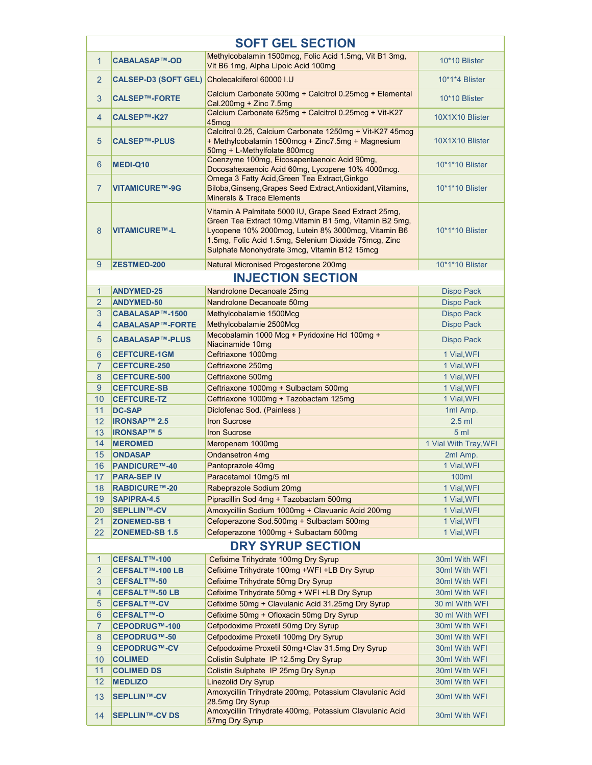## SOFT GEL SECTION

| | | | |
|---|---|---|---|
| 1 | **CABALASAP™-OD** | Methylcobalamin 1500mcg, Folic Acid 1.5mg, Vit B1 3mg, Vit B6 1mg, Alpha Lipoic Acid 100mg | 10*10 Blister |
| 2 | **CALSEP-D3 (SOFT GEL)** | Cholecalciferol 60000 I.U | 10*1*4 Blister |
| 3 | **CALSEP™-FORTE** | Calcium Carbonate 500mg + Calcitrol 0.25mcg + Elemental Cal.200mg + Zinc 7.5mg | 10*10 Blister |
| 4 | **CALSEP™-K27** | Calcium Carbonate 625mg + Calcitrol 0.25mcg + Vit-K27 45mcg | 10X1X10 Blister |
| 5 | **CALSEP™-PLUS** | Calcitrol 0.25, Calcium Carbonate 1250mg + Vit-K27 45mcg + Methylcobalamin 1500mcg + Zinc7.5mg + Magnesium 50mg + L-Methylfolate 800mcg | 10X1X10 Blister |
| 6 | **MEDI-Q10** | Coenzyme 100mg, Eicosapentaenoic Acid 90mg, Docosahexaenoic Acid 60mg, Lycopene 10% 4000mcg. | 10*1*10 Blister |
| 7 | **VITAMICURE™-9G** | Omega 3 Fatty Acid,Green Tea Extract,Ginkgo Biloba,Ginseng,Grapes Seed Extract,Antioxidant,Vitamins, Minerals & Trace Elements | 10*1*10 Blister |
| 8 | **VITAMICURE™-L** | Vitamin A Palmitate 5000 IU, Grape Seed Extract 25mg, Green Tea Extract 10mg.Vitamin B1 5mg, Vitamin B2 5mg, Lycopene 10% 2000mcg, Lutein 8% 3000mcg, Vitamin B6 1.5mg, Folic Acid 1.5mg, Selenium Dioxide 75mcg, Zinc Sulphate Monohydrate 3mcg, Vitamin B12 15mcg | 10*1*10 Blister |
| 9 | **ZESTMED-200** | Natural Micronised Progesterone 200mg | 10*1*10 Blister |

## INJECTION SECTION

| | | | |
|---|---|---|---|
| 1 | **ANDYMED-25** | Nandrolone Decanoate 25mg | Dispo Pack |
| 2 | **ANDYMED-50** | Nandrolone Decanoate 50mg | Dispo Pack |
| 3 | **CABALASAP™-1500** | Methylcobalamie 1500Mcg | Dispo Pack |
| 4 | **CABALASAP™-FORTE** | Methylcobalamie 2500Mcg | Dispo Pack |
| 5 | **CABALASAP™-PLUS** | Mecobalamin 1000 Mcg + Pyridoxine Hcl 100mg + Niacinamide 10mg | Dispo Pack |
| 6 | **CEFTCURE-1GM** | Ceftriaxone 1000mg | 1 Vial,WFI |
| 7 | **CEFTCURE-250** | Ceftriaxone 250mg | 1 Vial,WFI |
| 8 | **CEFTCURE-500** | Ceftriaxone 500mg | 1 Vial,WFI |
| 9 | **CEFTCURE-SB** | Ceftriaxone 1000mg + Sulbactam 500mg | 1 Vial,WFI |
| 10 | **CEFTCURE-TZ** | Ceftriaxone 1000mg + Tazobactam 125mg | 1 Vial,WFI |
| 11 | **DC-SAP** | Diclofenac Sod. (Painless ) | 1ml Amp. |
| 12 | **IRONSAP™ 2.5** | Iron Sucrose | 2.5 ml |
| 13 | **IRONSAP™ 5** | Iron Sucrose | 5 ml |
| 14 | **MEROMED** | Meropenem 1000mg | 1 Vial With Tray,WFI |
| 15 | **ONDASAP** | Ondansetron 4mg | 2ml Amp. |
| 16 | **PANDICURE™-40** | Pantoprazole 40mg | 1 Vial,WFI |
| 17 | **PARA-SEP IV** | Paracetamol 10mg/5 ml | 100ml |
| 18 | **RABDICURE™-20** | Rabepraz0le Sodium 20mg | 1 Vial,WFI |
| 19 | **SAPIPRA-4.5** | Pipracillin Sod 4mg + Tazobactam 500mg | 1 Vial,WFI |
| 20 | **SEPLLIN™-CV** | Amoxycillin Sodium 1000mg + Clavuanic Acid 200mg | 1 Vial,WFI |
| 21 | **ZONEMED-SB 1** | Cefoperazone Sod.500mg + Sulbactam 500mg | 1 Vial,WFI |
| 22 | **ZONEMED-SB 1.5** | Cefoperazone 1000mg + Sulbactam 500mg | 1 Vial,WFI |

## DRY SYRUP SECTION

| | | | |
|---|---|---|---|
| 1 | **CEFSALT™-100** | Cefixime Trihydrate 100mg Dry Syrup | 30ml With WFI |
| 2 | **CEFSALT™-100 LB** | Cefixime Trihydrate 100mg +WFI +LB Dry Syrup | 30ml With WFI |
| 3 | **CEFSALT™-50** | Cefixime Trihydrate 50mg Dry Syrup | 30ml With WFI |
| 4 | **CEFSALT™-50 LB** | Cefixime Trihydrate 50mg + WFI +LB Dry Syrup | 30ml With WFI |
| 5 | **CEFSALT™-CV** | Cefixime 50mg + Clavulanic Acid 31.25mg Dry Syrup | 30 ml With WFI |
| 6 | **CEFSALT™-O** | Cefixime 50mg + Ofloxacin 50mg Dry Syrup | 30 ml With WFI |
| 7 | **CEPODRUG™-100** | Cefpodoxime Proxetil 50mg Dry Syrup | 30ml With WFI |
| 8 | **CEPODRUG™-50** | Cefpodoxime Proxetil 100mg Dry Syrup | 30ml With WFI |
| 9 | **CEPODRUG™-CV** | Cefpodoxime Proxetil 50mg+Clav 31.5mg Dry Syrup | 30ml With WFI |
| 10 | **COLIMED** | Colistin Sulphate IP 12.5mg Dry Syrup | 30ml With WFI |
| 11 | **COLIMED DS** | Colistin Sulphate IP 25mg Dry Syrup | 30ml With WFI |
| 12 | **MEDLIZO** | Linezolid Dry Syrup | 30ml With WFI |
| 13 | **SEPLLIN™-CV** | Amoxycillin Trihydrate 200mg, Potassium Clavulanic Acid 28.5mg Dry Syrup | 30ml With WFI |
| 14 | **SEPLLIN™-CV DS** | Amoxycillin Trihydrate 400mg, Potassium Clavulanic Acid 57mg Dry Syrup | 30ml With WFI |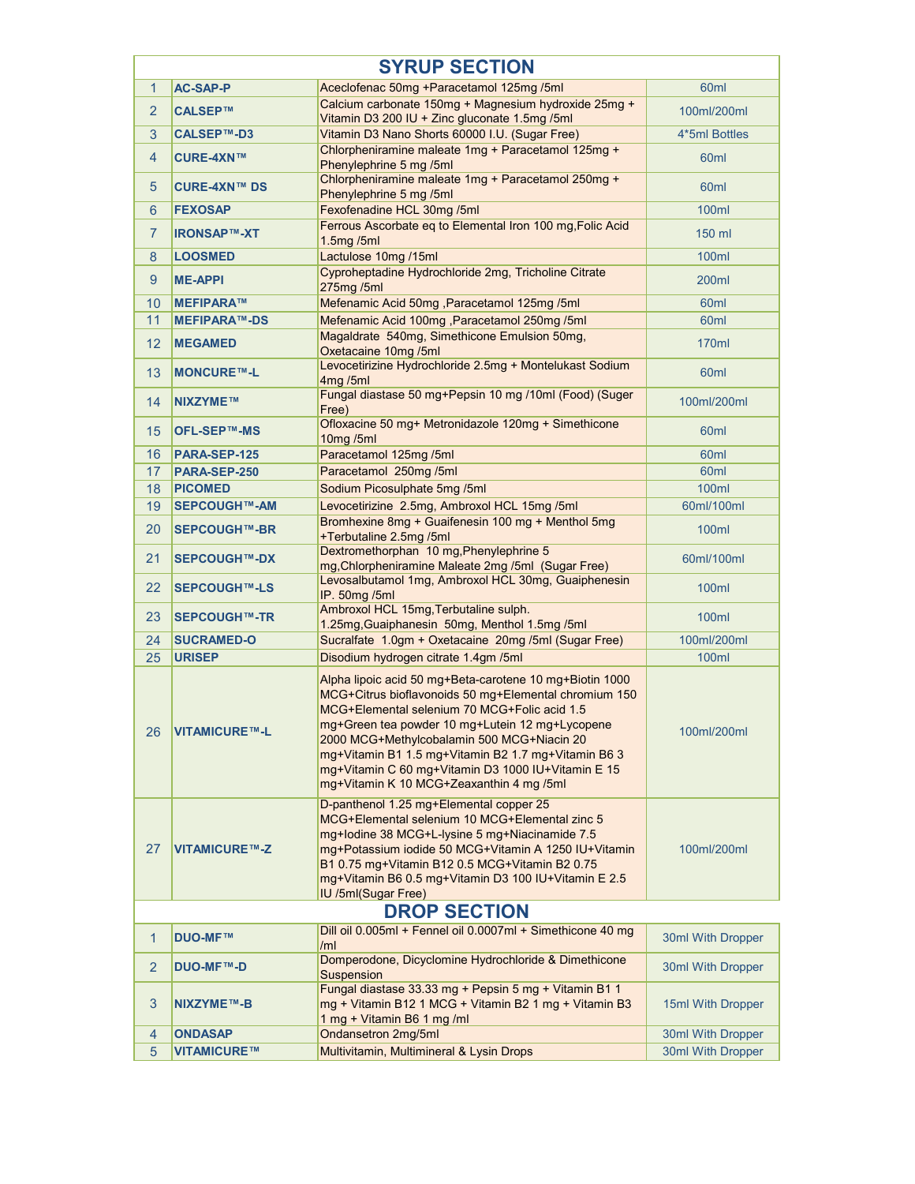## SYRUP SECTION

| | | | |
|---|---|---|---|
| 1 | AC-SAP-P | Aceclofenac 50mg +Paracetamol 125mg /5ml | 60ml |
| 2 | CALSEP™ | Calcium carbonate 150mg + Magnesium hydroxide 25mg + Vitamin D3 200 IU + Zinc gluconate 1.5mg /5ml | 100ml/200ml |
| 3 | CALSEP™-D3 | Vitamin D3 Nano Shorts 60000 I.U. (Sugar Free) | 4*5ml Bottles |
| 4 | CURE-4XN™ | Chlorpheniramine maleate 1mg + Paracetamol 125mg + Phenylephrine 5 mg /5ml | 60ml |
| 5 | CURE-4XN™ DS | Chlorpheniramine maleate 1mg + Paracetamol 250mg + Phenylephrine 5 mg /5ml | 60ml |
| 6 | FEXOSAP | Fexofenadine HCL 30mg /5ml | 100ml |
| 7 | IRONSAP™-XT | Ferrous Ascorbate eq to Elemental Iron 100 mg,Folic Acid 1.5mg /5ml | 150 ml |
| 8 | LOOSMED | Lactulose 10mg /15ml | 100ml |
| 9 | ME-APPI | Cyproheptadine Hydrochloride 2mg, Tricholine Citrate 275mg /5ml | 200ml |
| 10 | MEFIPARA™ | Mefenamic Acid 50mg ,Paracetamol 125mg /5ml | 60ml |
| 11 | MEFIPARA™-DS | Mefenamic Acid 100mg ,Paracetamol 250mg /5ml | 60ml |
| 12 | MEGAMED | Magaldrate 540mg, Simethicone Emulsion 50mg, Oxetacaine 10mg /5ml | 170ml |
| 13 | MONCURE™-L | Levocetirizine Hydrochloride 2.5mg + Montelukast Sodium 4mg /5ml | 60ml |
| 14 | NIXZYME™ | Fungal diastase 50 mg+Pepsin 10 mg /10ml (Food) (Suger Free) | 100ml/200ml |
| 15 | OFL-SEP™-MS | Ofloxacine 50 mg+ Metronidazole 120mg + Simethicone 10mg /5ml | 60ml |
| 16 | PARA-SEP-125 | Paracetamol 125mg /5ml | 60ml |
| 17 | PARA-SEP-250 | Paracetamol 250mg /5ml | 60ml |
| 18 | PICOMED | Sodium Picosulphate 5mg /5ml | 100ml |
| 19 | SEPCOUGH™-AM | Levocetirizine 2.5mg, Ambroxol HCL 15mg /5ml | 60ml/100ml |
| 20 | SEPCOUGH™-BR | Bromhexine 8mg + Guaifenesin 100 mg + Menthol 5mg +Terbutaline 2.5mg /5ml | 100ml |
| 21 | SEPCOUGH™-DX | Dextromethorphan 10 mg,Phenylephrine 5 mg,Chlorpheniramine Maleate 2mg /5ml (Sugar Free) | 60ml/100ml |
| 22 | SEPCOUGH™-LS | Levosalbutamol 1mg, Ambroxol HCL 30mg, Guaiphenesin IP. 50mg /5ml | 100ml |
| 23 | SEPCOUGH™-TR | Ambroxol HCL 15mg,Terbutaline sulph. 1.25mg,Guaiphanesin 50mg, Menthol 1.5mg /5ml | 100ml |
| 24 | SUCRAMED-O | Sucralfate 1.0gm + Oxetacaine 20mg /5ml (Sugar Free) | 100ml/200ml |
| 25 | URISEP | Disodium hydrogen citrate 1.4gm /5ml | 100ml |
| 26 | VITAMICURE™-L | Alpha lipoic acid 50 mg+Beta-carotene 10 mg+Biotin 1000 MCG+Citrus bioflavonoids 50 mg+Elemental chromium 150 MCG+Elemental selenium 70 MCG+Folic acid 1.5 mg+Green tea powder 10 mg+Lutein 12 mg+Lycopene 2000 MCG+Methylcobalamin 500 MCG+Niacin 20 mg+Vitamin B1 1.5 mg+Vitamin B2 1.7 mg+Vitamin B6 3 mg+Vitamin C 60 mg+Vitamin D3 1000 IU+Vitamin E 15 mg+Vitamin K 10 MCG+Zeaxanthin 4 mg /5ml | 100ml/200ml |
| 27 | VITAMICURE™-Z | D-panthenol 1.25 mg+Elemental copper 25 MCG+Elemental selenium 10 MCG+Elemental zinc 5 mg+Iodine 38 MCG+L-lysine 5 mg+Niacinamide 7.5 mg+Potassium iodide 50 MCG+Vitamin A 1250 IU+Vitamin B1 0.75 mg+Vitamin B12 0.5 MCG+Vitamin B2 0.75 mg+Vitamin B6 0.5 mg+Vitamin D3 100 IU+Vitamin E 2.5 IU /5ml(Sugar Free) | 100ml/200ml |

## DROP SECTION

| | | | |
|---|---|---|---|
| 1 | DUO-MF™ | Dill oil 0.005ml + Fennel oil 0.0007ml + Simethicone 40 mg /ml | 30ml With Dropper |
| 2 | DUO-MF™-D | Domperodone, Dicyclomine Hydrochloride & Dimethicone Suspension | 30ml With Dropper |
| 3 | NIXZYME™-B | Fungal diastase 33.33 mg + Pepsin 5 mg + Vitamin B1 1 mg + Vitamin B12 1 MCG + Vitamin B2 1 mg + Vitamin B3 1 mg + Vitamin B6 1 mg /ml | 15ml With Dropper |
| 4 | ONDASAP | Ondansetron 2mg/5ml | 30ml With Dropper |
| 5 | VITAMICURE™ | Multivitamin, Multimineral & Lysin Drops | 30ml With Dropper |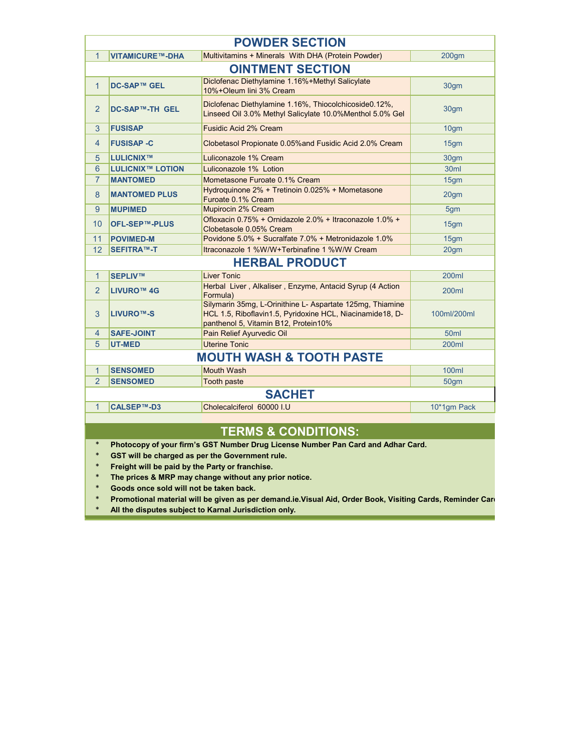## POWDER SECTION

| | | | |
|---|---|---|---|
| 1 | **VITAMICURE™-DHA** | Multivitamins + Minerals With DHA (Protein Powder) | 200gm |

## OINTMENT SECTION

| | | | |
|---|---|---|---|
| 1 | **DC-SAP™ GEL** | Diclofenac Diethylamine 1.16%+Methyl Salicylate 10%+Oleum lini 3% Cream | 30gm |
| 2 | **DC-SAP™-TH GEL** | Diclofenac Diethylamine 1.16%, Thiocolchicoside0.12%, Linseed Oil 3.0% Methyl Salicylate 10.0%Menthol 5.0% Gel | 30gm |
| 3 | **FUSISAP** | Fusidic Acid 2% Cream | 10gm |
| 4 | **FUSISAP -C** | Clobetasol Propionate 0.05%and Fusidic Acid 2.0% Cream | 15gm |
| 5 | **LULICNIX™** | Luliconazole 1% Cream | 30gm |
| 6 | **LULICNIX™ LOTION** | Luliconazole 1% Lotion | 30ml |
| 7 | **MANTOMED** | Mometasone Furoate 0.1% Cream | 15gm |
| 8 | **MANTOMED PLUS** | Hydroquinone 2% + Tretinoin 0.025% + Mometasone Furoate 0.1% Cream | 20gm |
| 9 | **MUPIMED** | Mupirocin 2% Cream | 5gm |
| 10 | **OFL-SEP™-PLUS** | Ofloxacin 0.75% + Ornidazole 2.0% + Itraconazole 1.0% + Clobetasole 0.05% Cream | 15gm |
| 11 | **POVIMED-M** | Povidone 5.0% + Sucralfate 7.0% + Metronidazole 1.0% | 15gm |
| 12 | **SEFITRA™-T** | Itraconazole 1 %W/W+Terbinafine 1 %W/W Cream | 20gm |

## HERBAL PRODUCT

| | | | |
|---|---|---|---|
| 1 | **SEPLIV™** | Liver Tonic | 200ml |
| 2 | **LIVURO™ 4G** | Herbal Liver , Alkaliser , Enzyme, Antacid Syrup (4 Action Formula) | 200ml |
| 3 | **LIVURO™-S** | Silymarin 35mg, L-Orinithine L- Aspartate 125mg, Thiamine HCL 1.5, Riboflavin1.5, Pyridoxine HCL, Niacinamide18, D-panthenol 5, Vitamin B12, Protein10% | 100ml/200ml |
| 4 | **SAFE-JOINT** | Pain Relief Ayurvedic Oil | 50ml |
| 5 | **UT-MED** | Uterine Tonic | 200ml |

## MOUTH WASH & TOOTH PASTE

| | | | |
|---|---|---|---|
| 1 | **SENSOMED** | Mouth Wash | 100ml |
| 2 | **SENSOMED** | Tooth paste | 50gm |

## SACHET

| | | | |
|---|---|---|---|
| 1 | **CALSEP™-D3** | Cholecalciferol 60000 I.U | 10*1gm Pack |

## TERMS & CONDITIONS:

- **Photocopy of your firm's GST Number Drug License Number Pan Card and Adhar Card.**
- **GST will be charged as per the Government rule.**
- **Freight will be paid by the Party or franchise.**
- **The prices & MRP may change without any prior notice.**
- **Goods once sold will not be taken back.**
- **Promotional material will be given as per demand.ie.Visual Aid, Order Book, Visiting Cards, Reminder Car**
- **All the disputes subject to Karnal Jurisdiction only.**